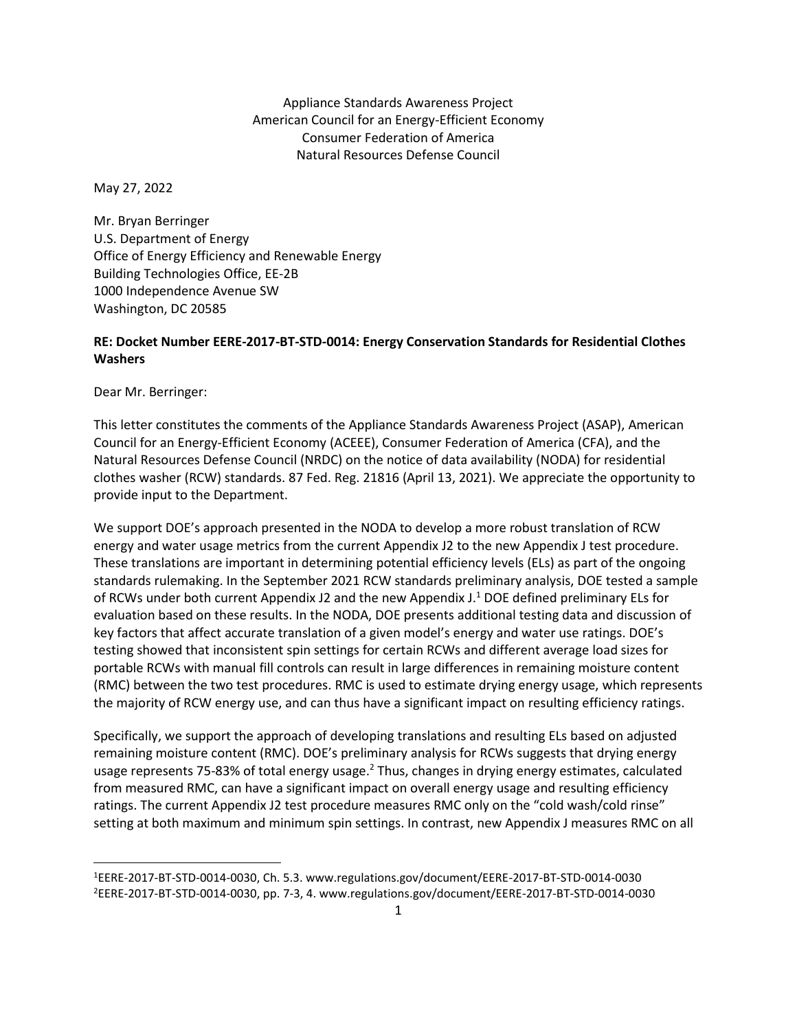Appliance Standards Awareness Project
American Council for an Energy-Efficient Economy
Consumer Federation of America
Natural Resources Defense Council

May 27, 2022

Mr. Bryan Berringer
U.S. Department of Energy
Office of Energy Efficiency and Renewable Energy
Building Technologies Office, EE-2B
1000 Independence Avenue SW
Washington, DC 20585

**RE: Docket Number EERE-2017-BT-STD-0014: Energy Conservation Standards for Residential Clothes Washers**

Dear Mr. Berringer:

This letter constitutes the comments of the Appliance Standards Awareness Project (ASAP), American Council for an Energy-Efficient Economy (ACEEE), Consumer Federation of America (CFA), and the Natural Resources Defense Council (NRDC) on the notice of data availability (NODA) for residential clothes washer (RCW) standards. 87 Fed. Reg. 21816 (April 13, 2021). We appreciate the opportunity to provide input to the Department.

We support DOE's approach presented in the NODA to develop a more robust translation of RCW energy and water usage metrics from the current Appendix J2 to the new Appendix J test procedure. These translations are important in determining potential efficiency levels (ELs) as part of the ongoing standards rulemaking. In the September 2021 RCW standards preliminary analysis, DOE tested a sample of RCWs under both current Appendix J2 and the new Appendix J.[1] DOE defined preliminary ELs for evaluation based on these results. In the NODA, DOE presents additional testing data and discussion of key factors that affect accurate translation of a given model's energy and water use ratings. DOE's testing showed that inconsistent spin settings for certain RCWs and different average load sizes for portable RCWs with manual fill controls can result in large differences in remaining moisture content (RMC) between the two test procedures. RMC is used to estimate drying energy usage, which represents the majority of RCW energy use, and can thus have a significant impact on resulting efficiency ratings.

Specifically, we support the approach of developing translations and resulting ELs based on adjusted remaining moisture content (RMC). DOE's preliminary analysis for RCWs suggests that drying energy usage represents 75-83% of total energy usage.[2] Thus, changes in drying energy estimates, calculated from measured RMC, can have a significant impact on overall energy usage and resulting efficiency ratings. The current Appendix J2 test procedure measures RMC only on the "cold wash/cold rinse" setting at both maximum and minimum spin settings. In contrast, new Appendix J measures RMC on all

[1]EERE-2017-BT-STD-0014-0030, Ch. 5.3. www.regulations.gov/document/EERE-2017-BT-STD-0014-0030
[2]EERE-2017-BT-STD-0014-0030, pp. 7-3, 4. www.regulations.gov/document/EERE-2017-BT-STD-0014-0030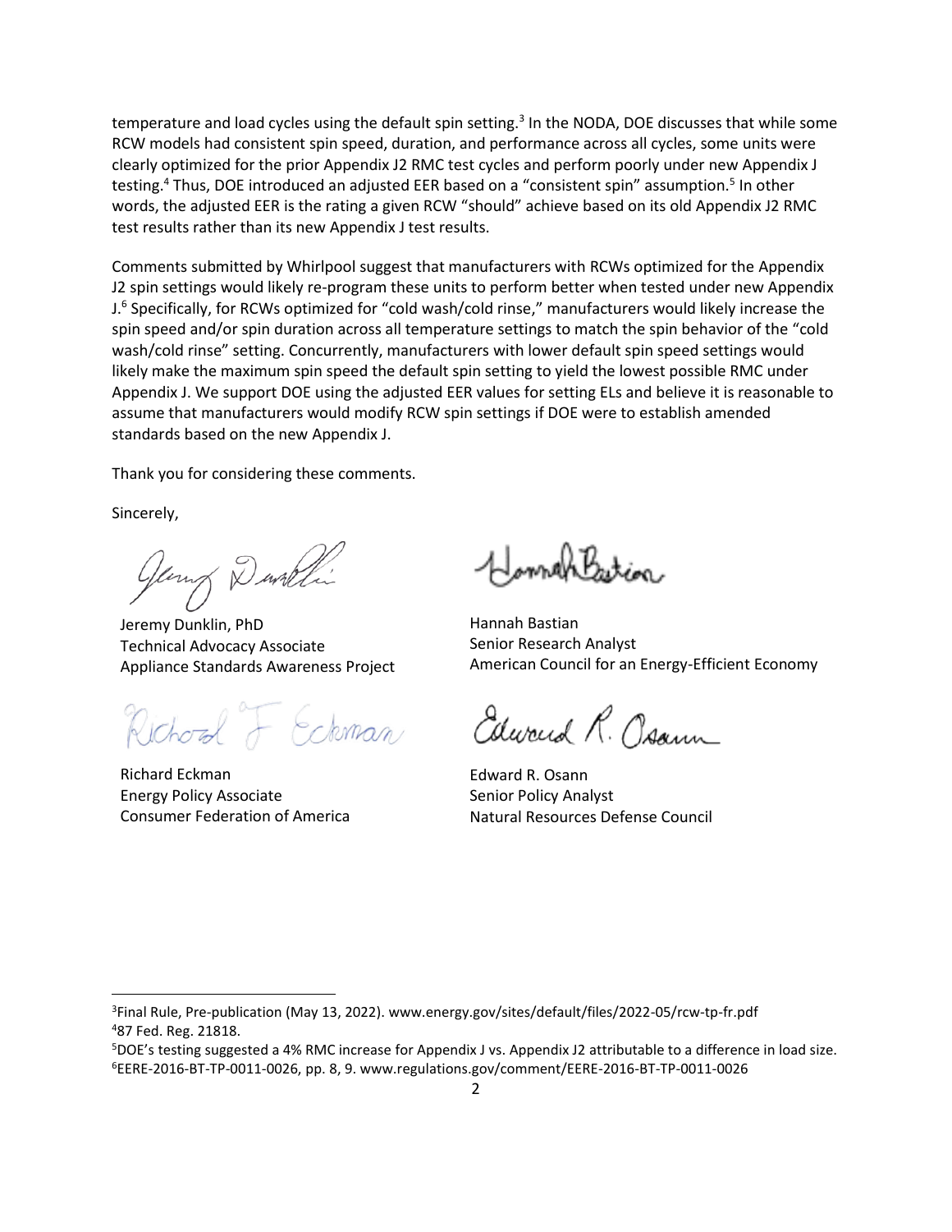temperature and load cycles using the default spin setting.[3] In the NODA, DOE discusses that while some RCW models had consistent spin speed, duration, and performance across all cycles, some units were clearly optimized for the prior Appendix J2 RMC test cycles and perform poorly under new Appendix J testing.[4] Thus, DOE introduced an adjusted EER based on a "consistent spin" assumption.[5] In other words, the adjusted EER is the rating a given RCW "should" achieve based on its old Appendix J2 RMC test results rather than its new Appendix J test results.

Comments submitted by Whirlpool suggest that manufacturers with RCWs optimized for the Appendix J2 spin settings would likely re-program these units to perform better when tested under new Appendix J.[6] Specifically, for RCWs optimized for "cold wash/cold rinse," manufacturers would likely increase the spin speed and/or spin duration across all temperature settings to match the spin behavior of the "cold wash/cold rinse" setting. Concurrently, manufacturers with lower default spin speed settings would likely make the maximum spin speed the default spin setting to yield the lowest possible RMC under Appendix J. We support DOE using the adjusted EER values for setting ELs and believe it is reasonable to assume that manufacturers would modify RCW spin settings if DOE were to establish amended standards based on the new Appendix J.

Thank you for considering these comments.

Sincerely,

Jeremy Dunklin, PhD
Technical Advocacy Associate
Appliance Standards Awareness Project

Hannah Bastian
Senior Research Analyst
American Council for an Energy-Efficient Economy

Richard Eckman
Energy Policy Associate
Consumer Federation of America

Edward R. Osann
Senior Policy Analyst
Natural Resources Defense Council

[3]Final Rule, Pre-publication (May 13, 2022). www.energy.gov/sites/default/files/2022-05/rcw-tp-fr.pdf
[4]87 Fed. Reg. 21818.
[5]DOE's testing suggested a 4% RMC increase for Appendix J vs. Appendix J2 attributable to a difference in load size.
[6]EERE-2016-BT-TP-0011-0026, pp. 8, 9. www.regulations.gov/comment/EERE-2016-BT-TP-0011-0026